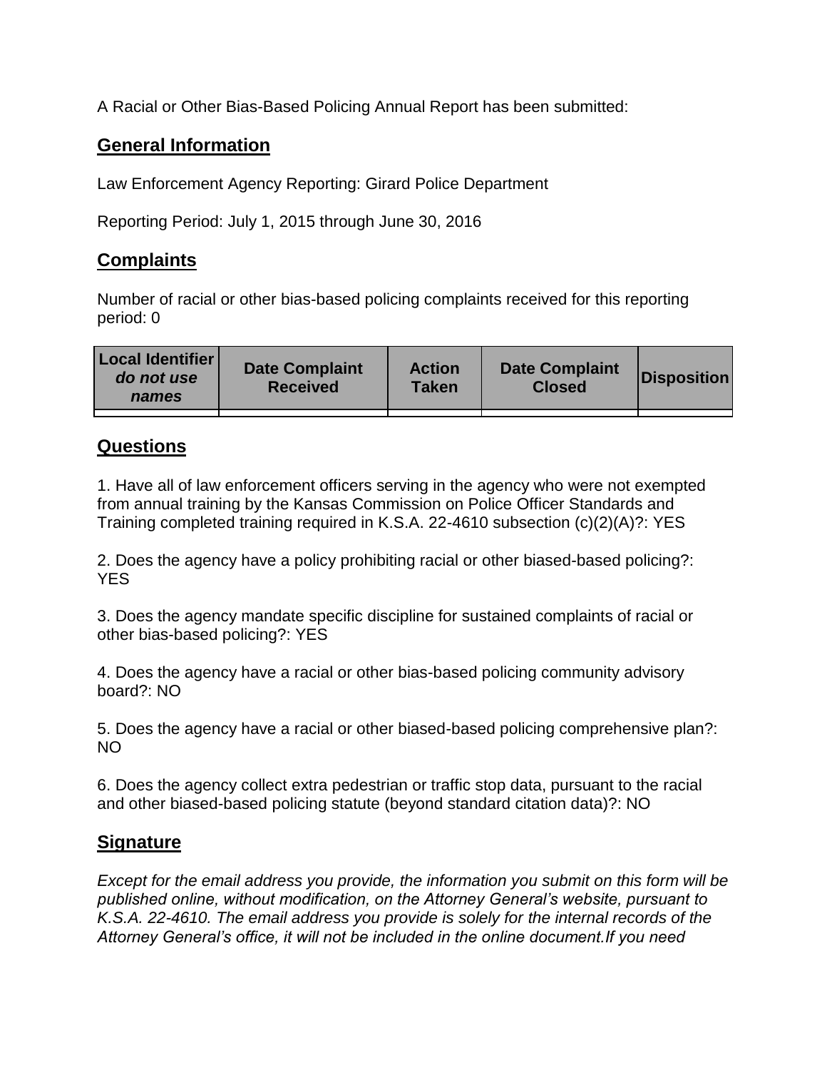A Racial or Other Bias-Based Policing Annual Report has been submitted:

## General Information

Law Enforcement Agency Reporting: Girard Police Department

Reporting Period: July 1, 2015 through June 30, 2016

## Complaints

Number of racial or other bias-based policing complaints received for this reporting period: 0

| Local Identifier *do not use names* | Date Complaint Received | Action Taken | Date Complaint Closed | Disposition |
|---|---|---|---|---|
| | | | | |

## Questions

1. Have all of law enforcement officers serving in the agency who were not exempted from annual training by the Kansas Commission on Police Officer Standards and Training completed training required in K.S.A. 22-4610 subsection (c)(2)(A)?: YES

2. Does the agency have a policy prohibiting racial or other biased-based policing?: YES

3. Does the agency mandate specific discipline for sustained complaints of racial or other bias-based policing?: YES

4. Does the agency have a racial or other bias-based policing community advisory board?: NO

5. Does the agency have a racial or other biased-based policing comprehensive plan?: NO

6. Does the agency collect extra pedestrian or traffic stop data, pursuant to the racial and other biased-based policing statute (beyond standard citation data)?: NO

## Signature

*Except for the email address you provide, the information you submit on this form will be published online, without modification, on the Attorney General's website, pursuant to K.S.A. 22-4610. The email address you provide is solely for the internal records of the Attorney General's office, it will not be included in the online document.If you need*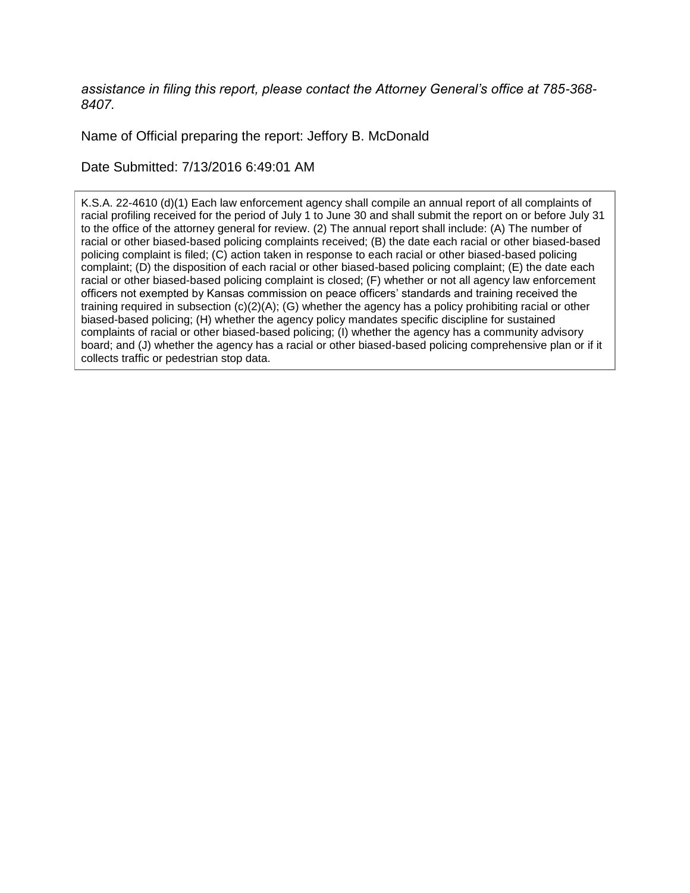*assistance in filing this report, please contact the Attorney General's office at 785-368-8407.*

Name of Official preparing the report: Jeffory B. McDonald

Date Submitted: 7/13/2016 6:49:01 AM

K.S.A. 22-4610 (d)(1) Each law enforcement agency shall compile an annual report of all complaints of racial profiling received for the period of July 1 to June 30 and shall submit the report on or before July 31 to the office of the attorney general for review. (2) The annual report shall include: (A) The number of racial or other biased-based policing complaints received; (B) the date each racial or other biased-based policing complaint is filed; (C) action taken in response to each racial or other biased-based policing complaint; (D) the disposition of each racial or other biased-based policing complaint; (E) the date each racial or other biased-based policing complaint is closed; (F) whether or not all agency law enforcement officers not exempted by Kansas commission on peace officers' standards and training received the training required in subsection (c)(2)(A); (G) whether the agency has a policy prohibiting racial or other biased-based policing; (H) whether the agency policy mandates specific discipline for sustained complaints of racial or other biased-based policing; (I) whether the agency has a community advisory board; and (J) whether the agency has a racial or other biased-based policing comprehensive plan or if it collects traffic or pedestrian stop data.